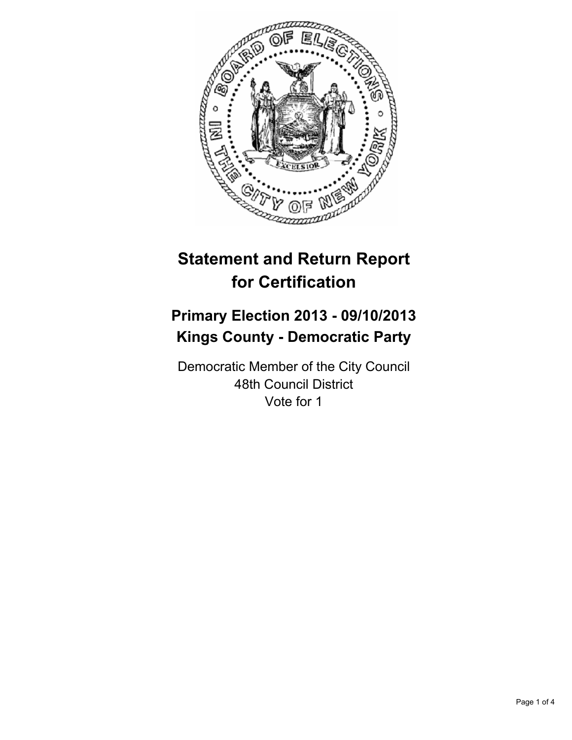# Statement and Return Report for Certification

## Primary Election 2013 - 09/10/2013
## Kings County - Democratic Party

Democratic Member of the City Council
48th Council District
Vote for 1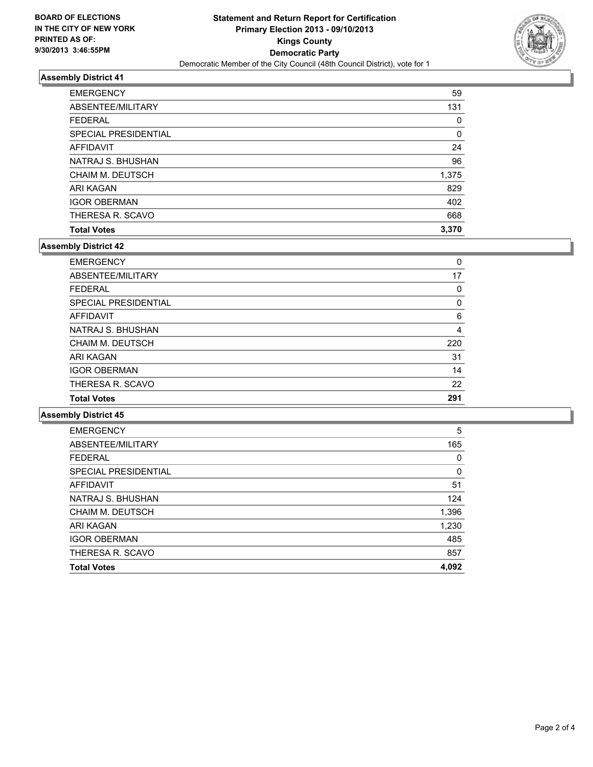**BOARD OF ELECTIONS IN THE CITY OF NEW YORK PRINTED AS OF: 9/30/2013 3:46:55PM**

# Statement and Return Report for Certification
## Primary Election 2013 - 09/10/2013
## Kings County
## Democratic Party
Democratic Member of the City Council (48th Council District), vote for 1

### Assembly District 41

| | |
|---|---|
| EMERGENCY | 59 |
| ABSENTEE/MILITARY | 131 |
| FEDERAL | 0 |
| SPECIAL PRESIDENTIAL | 0 |
| AFFIDAVIT | 24 |
| NATRAJ S. BHUSHAN | 96 |
| CHAIM M. DEUTSCH | 1,375 |
| ARI KAGAN | 829 |
| IGOR OBERMAN | 402 |
| THERESA R. SCAVO | 668 |
| **Total Votes** | **3,370** |

### Assembly District 42

| | |
|---|---|
| EMERGENCY | 0 |
| ABSENTEE/MILITARY | 17 |
| FEDERAL | 0 |
| SPECIAL PRESIDENTIAL | 0 |
| AFFIDAVIT | 6 |
| NATRAJ S. BHUSHAN | 4 |
| CHAIM M. DEUTSCH | 220 |
| ARI KAGAN | 31 |
| IGOR OBERMAN | 14 |
| THERESA R. SCAVO | 22 |
| **Total Votes** | **291** |

### Assembly District 45

| | |
|---|---|
| EMERGENCY | 5 |
| ABSENTEE/MILITARY | 165 |
| FEDERAL | 0 |
| SPECIAL PRESIDENTIAL | 0 |
| AFFIDAVIT | 51 |
| NATRAJ S. BHUSHAN | 124 |
| CHAIM M. DEUTSCH | 1,396 |
| ARI KAGAN | 1,230 |
| IGOR OBERMAN | 485 |
| THERESA R. SCAVO | 857 |
| **Total Votes** | **4,092** |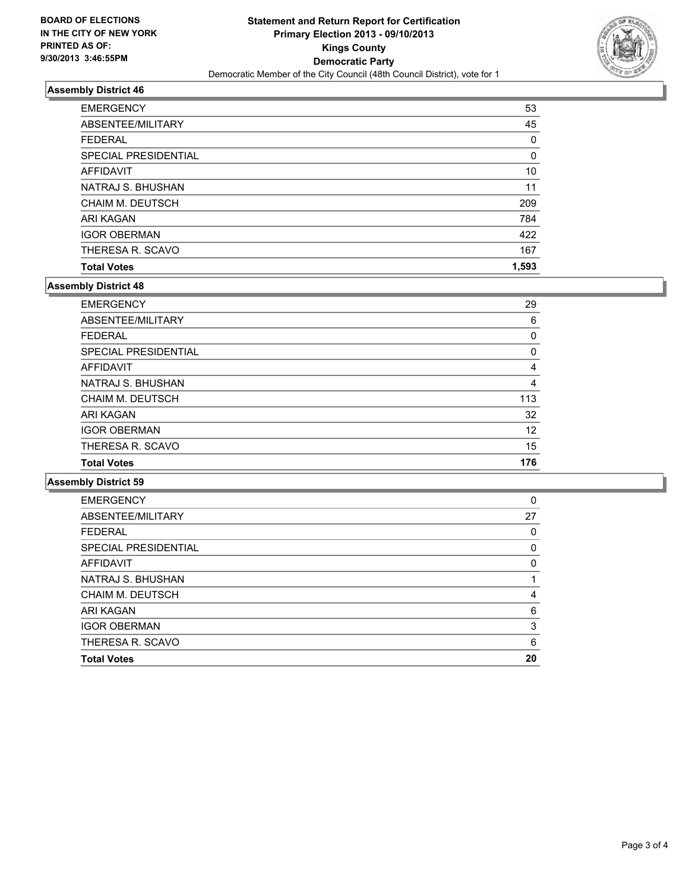**BOARD OF ELECTIONS IN THE CITY OF NEW YORK PRINTED AS OF: 9/30/2013 3:46:55PM**

# Statement and Return Report for Certification
## Primary Election 2013 - 09/10/2013
## Kings County
## Democratic Party
### Democratic Member of the City Council (48th Council District), vote for 1

### Assembly District 46

| | |
|---|---|
| EMERGENCY | 53 |
| ABSENTEE/MILITARY | 45 |
| FEDERAL | 0 |
| SPECIAL PRESIDENTIAL | 0 |
| AFFIDAVIT | 10 |
| NATRAJ S. BHUSHAN | 11 |
| CHAIM M. DEUTSCH | 209 |
| ARI KAGAN | 784 |
| IGOR OBERMAN | 422 |
| THERESA R. SCAVO | 167 |
| **Total Votes** | **1,593** |

### Assembly District 48

| | |
|---|---|
| EMERGENCY | 29 |
| ABSENTEE/MILITARY | 6 |
| FEDERAL | 0 |
| SPECIAL PRESIDENTIAL | 0 |
| AFFIDAVIT | 4 |
| NATRAJ S. BHUSHAN | 4 |
| CHAIM M. DEUTSCH | 113 |
| ARI KAGAN | 32 |
| IGOR OBERMAN | 12 |
| THERESA R. SCAVO | 15 |
| **Total Votes** | **176** |

### Assembly District 59

| | |
|---|---|
| EMERGENCY | 0 |
| ABSENTEE/MILITARY | 27 |
| FEDERAL | 0 |
| SPECIAL PRESIDENTIAL | 0 |
| AFFIDAVIT | 0 |
| NATRAJ S. BHUSHAN | 1 |
| CHAIM M. DEUTSCH | 4 |
| ARI KAGAN | 6 |
| IGOR OBERMAN | 3 |
| THERESA R. SCAVO | 6 |
| **Total Votes** | **20** |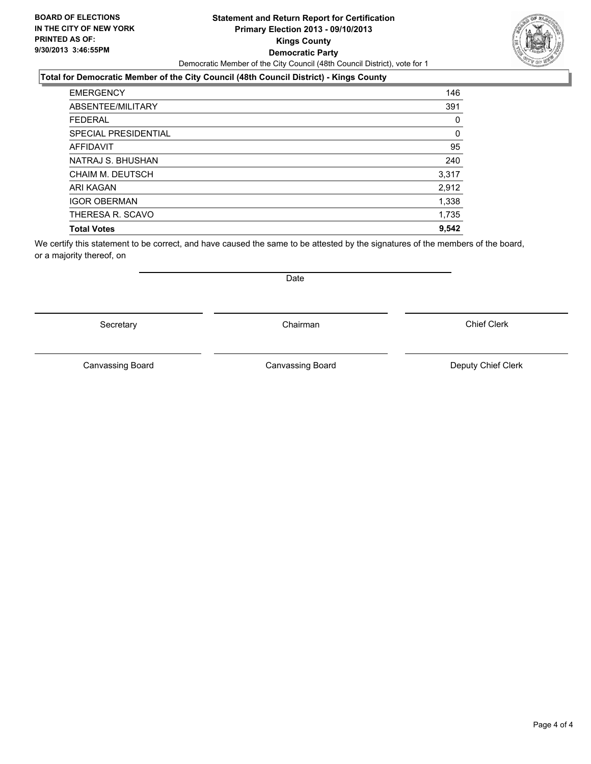**BOARD OF ELECTIONS IN THE CITY OF NEW YORK PRINTED AS OF: 9/30/2013 3:46:55PM**

**Statement and Return Report for Certification**
**Primary Election 2013 - 09/10/2013**
**Kings County**
**Democratic Party**

Democratic Member of the City Council (48th Council District), vote for 1

### Total for Democratic Member of the City Council (48th Council District) - Kings County

| | |
|---|---|
| EMERGENCY | 146 |
| ABSENTEE/MILITARY | 391 |
| FEDERAL | 0 |
| SPECIAL PRESIDENTIAL | 0 |
| AFFIDAVIT | 95 |
| NATRAJ S. BHUSHAN | 240 |
| CHAIM M. DEUTSCH | 3,317 |
| ARI KAGAN | 2,912 |
| IGOR OBERMAN | 1,338 |
| THERESA R. SCAVO | 1,735 |
| **Total Votes** | **9,542** |

We certify this statement to be correct, and have caused the same to be attested by the signatures of the members of the board, or a majority thereof, on

Date

Secretary | Chairman | Chief Clerk

Canvassing Board | Canvassing Board | Deputy Chief Clerk